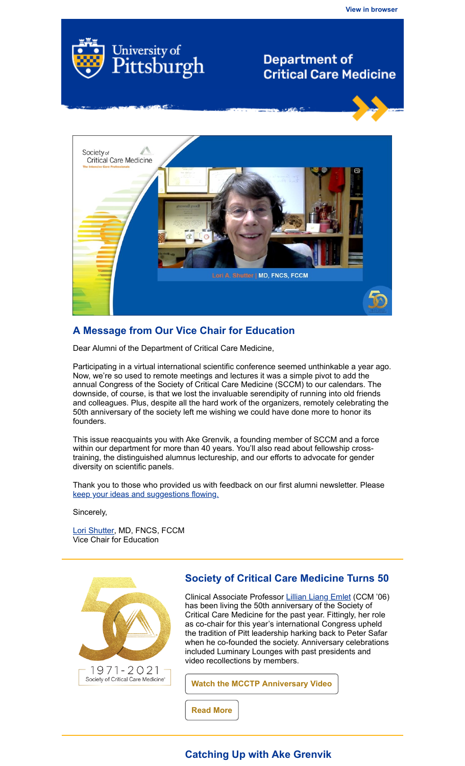View in browser

University of Pittsburgh

Department of Critical Care Medicine

## A Message from Our Vice Chair for Education

Dear Alumni of the Department of Critical Care Medicine,

Participating in a virtual international scientific conference seemed unthinkable a year ago. Now, we're so used to remote meetings and lectures it was a simple pivot to add the annual Congress of the Society of Critical Care Medicine (SCCM) to our calendars. The downside, of course, is that we lost the invaluable serendipity of running into old friends and colleagues. Plus, despite all the hard work of the organizers, remotely celebrating the 50th anniversary of the society left me wishing we could have done more to honor its founders.

This issue reacquaints you with Ake Grenvik, a founding member of SCCM and a force within our department for more than 40 years. You'll also read about fellowship cross-training, the distinguished alumnus lectureship, and our efforts to advocate for gender diversity on scientific panels.

Thank you to those who provided us with feedback on our first alumni newsletter. Please keep your ideas and suggestions flowing.

Sincerely,

Lori Shutter, MD, FNCS, FCCM
Vice Chair for Education

## Society of Critical Care Medicine Turns 50

Clinical Associate Professor Lillian Liang Emlet (CCM '06) has been living the 50th anniversary of the Society of Critical Care Medicine for the past year. Fittingly, her role as co-chair for this year's international Congress upheld the tradition of Pitt leadership harking back to Peter Safar when he co-founded the society. Anniversary celebrations included Luminary Lounges with past presidents and video recollections by members.

Watch the MCCTP Anniversary Video

Read More

## Catching Up with Ake Grenvik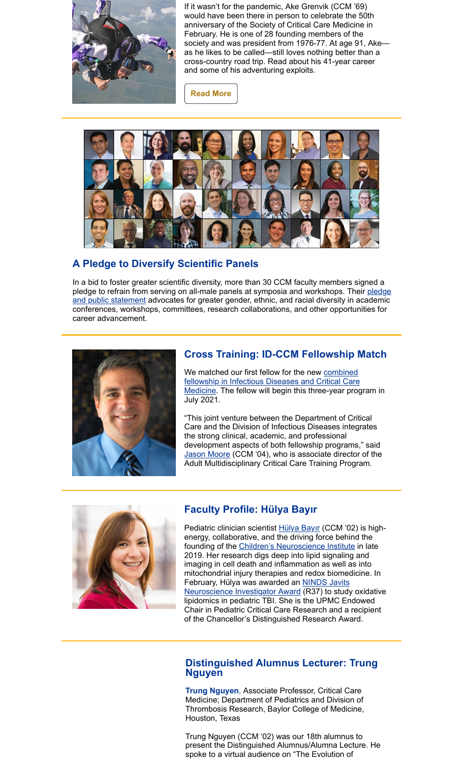If it wasn't for the pandemic, Ake Grenvik (CCM '69) would have been there in person to celebrate the 50th anniversary of the Society of Critical Care Medicine in February. He is one of 28 founding members of the society and was president from 1976-77. At age 91, Ake—as he likes to be called—still loves nothing better than a cross-country road trip. Read about his 41-year career and some of his adventuring exploits.

Read More

## A Pledge to Diversify Scientific Panels

In a bid to foster greater scientific diversity, more than 30 CCM faculty members signed a pledge to refrain from serving on all-male panels at symposia and workshops. Their pledge and public statement advocates for greater gender, ethnic, and racial diversity in academic conferences, workshops, committees, research collaborations, and other opportunities for career advancement.

## Cross Training: ID-CCM Fellowship Match

We matched our first fellow for the new combined fellowship in Infectious Diseases and Critical Care Medicine. The fellow will begin this three-year program in July 2021.

"This joint venture between the Department of Critical Care and the Division of Infectious Diseases integrates the strong clinical, academic, and professional development aspects of both fellowship programs," said Jason Moore (CCM '04), who is associate director of the Adult Multidisciplinary Critical Care Training Program.

## Faculty Profile: Hülya Bayır

Pediatric clinician scientist Hülya Bayır (CCM '02) is high-energy, collaborative, and the driving force behind the founding of the Children's Neuroscience Institute in late 2019. Her research digs deep into lipid signaling and imaging in cell death and inflammation as well as into mitochondrial injury therapies and redox biomedicine. In February, Hülya was awarded an NINDS Javits Neuroscience Investigator Award (R37) to study oxidative lipidomics in pediatric TBI. She is the UPMC Endowed Chair in Pediatric Critical Care Research and a recipient of the Chancellor's Distinguished Research Award.

## Distinguished Alumnus Lecturer: Trung Nguyen

**Trung Nguyen**, Associate Professor, Critical Care Medicine; Department of Pediatrics and Division of Thrombosis Research, Baylor College of Medicine, Houston, Texas

Trung Nguyen (CCM '02) was our 18th alumnus to present the Distinguished Alumnus/Alumna Lecture. He spoke to a virtual audience on "The Evolution of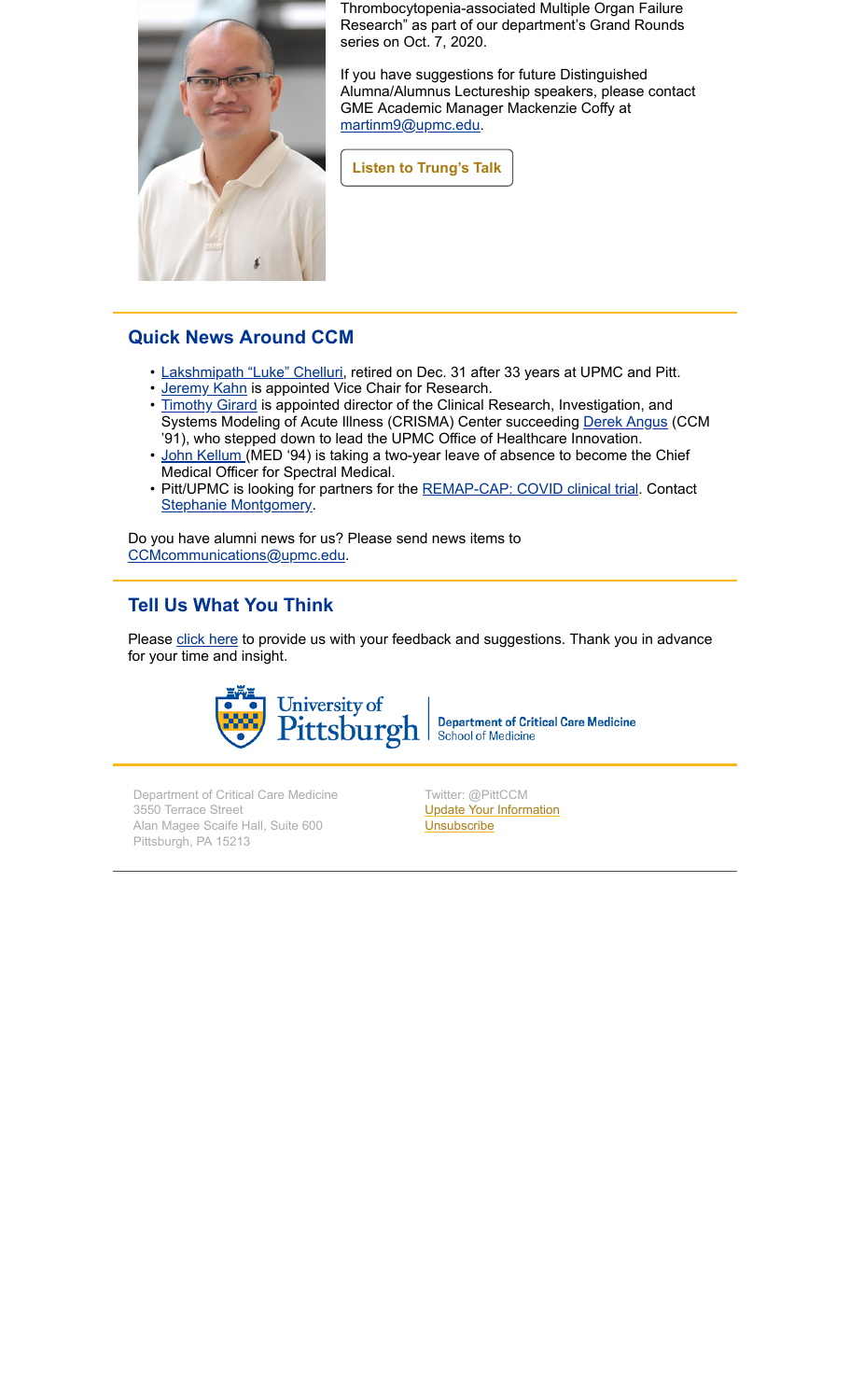Thrombocytopenia-associated Multiple Organ Failure Research" as part of our department's Grand Rounds series on Oct. 7, 2020.

If you have suggestions for future Distinguished Alumna/Alumnus Lectureship speakers, please contact GME Academic Manager Mackenzie Coffy at martinm9@upmc.edu.

Listen to Trung's Talk

## Quick News Around CCM

- Lakshmipath "Luke" Chelluri, retired on Dec. 31 after 33 years at UPMC and Pitt.
- Jeremy Kahn is appointed Vice Chair for Research.
- Timothy Girard is appointed director of the Clinical Research, Investigation, and Systems Modeling of Acute Illness (CRISMA) Center succeeding Derek Angus (CCM '91), who stepped down to lead the UPMC Office of Healthcare Innovation.
- John Kellum (MED '94) is taking a two-year leave of absence to become the Chief Medical Officer for Spectral Medical.
- Pitt/UPMC is looking for partners for the REMAP-CAP: COVID clinical trial. Contact Stephanie Montgomery.

Do you have alumni news for us? Please send news items to CCMcommunications@upmc.edu.

## Tell Us What You Think

Please click here to provide us with your feedback and suggestions. Thank you in advance for your time and insight.

University of Pittsburgh | Department of Critical Care Medicine, School of Medicine

Department of Critical Care Medicine
3550 Terrace Street
Alan Magee Scaife Hall, Suite 600
Pittsburgh, PA 15213

Twitter: @PittCCM
Update Your Information
Unsubscribe